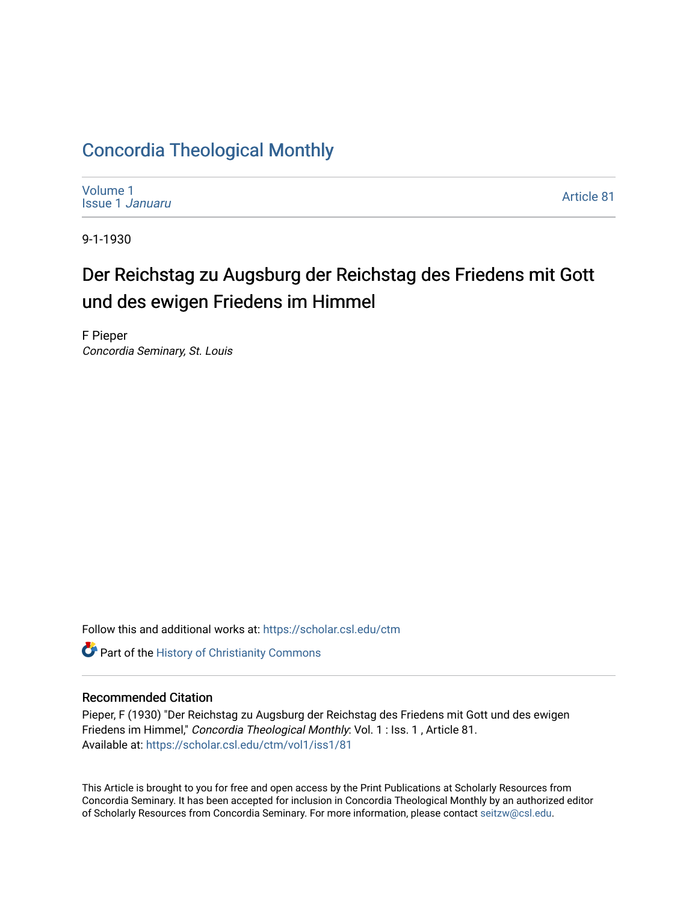# Concordia Theological Monthly

Volume 1
Issue 1 *Januaru*

Article 81

9-1-1930

## Der Reichstag zu Augsburg der Reichstag des Friedens mit Gott und des ewigen Friedens im Himmel

F Pieper
*Concordia Seminary, St. Louis*

Follow this and additional works at: https://scholar.csl.edu/ctm

Part of the History of Christianity Commons

### Recommended Citation

Pieper, F (1930) "Der Reichstag zu Augsburg der Reichstag des Friedens mit Gott und des ewigen Friedens im Himmel," *Concordia Theological Monthly*: Vol. 1 : Iss. 1 , Article 81.
Available at: https://scholar.csl.edu/ctm/vol1/iss1/81

This Article is brought to you for free and open access by the Print Publications at Scholarly Resources from Concordia Seminary. It has been accepted for inclusion in Concordia Theological Monthly by an authorized editor of Scholarly Resources from Concordia Seminary. For more information, please contact seitzw@csl.edu.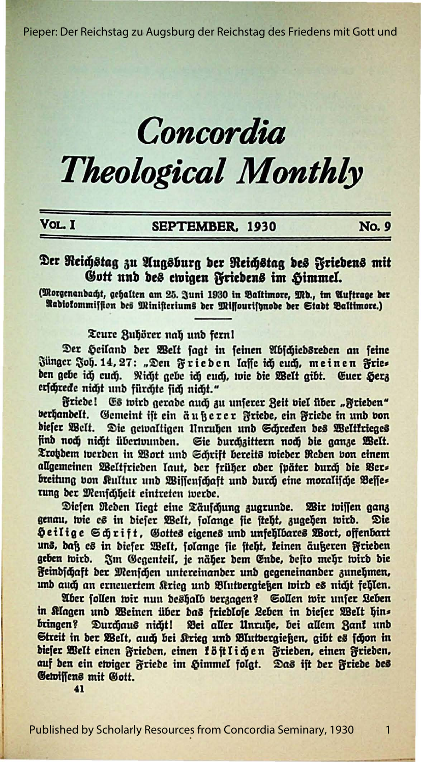# Concordia Theological Monthly

Vol. I SEPTEMBER, 1930 No. 9

## Der Reichstag zu Augsburg der Reichstag des Friedens mit Gott und des ewigen Friedens im Himmel.

(Morgenandacht, gehalten am 25. Juni 1930 in Baltimore, Md., im Auftrage der Radiokommission des Ministeriums der Missourisynode der Stadt Baltimore.)

Teure Zuhörer nah und fern!

Der Heiland der Welt sagt in seinen Abschiedsreden an seine Jünger Joh. 14, 27: „Den Frieden lasse ich euch, meinen Frieden gebe ich euch. Nicht gebe ich euch, wie die Welt gibt. Euer Herz erschrecke nicht und fürchte sich nicht."

Friede! Es wird gerade auch zu unserer Zeit viel über „Frieden" verhandelt. Gemeint ist ein äußerer Friede, ein Friede in und von dieser Welt. Die gewaltigen Unruhen und Schrecken des Weltkrieges sind noch nicht überwunden. Sie durchzittern noch die ganze Welt. Trotzdem werden in Wort und Schrift bereits wieder Reden von einem allgemeinen Weltfrieden laut, der früher oder später durch die Verbreitung von Kultur und Wissenschaft und durch eine moralische Besserung der Menschheit eintreten werde.

Diesen Reden liegt eine Täuschung zugrunde. Wir wissen ganz genau, wie es in dieser Welt, solange sie steht, zugehen wird. Die Heilige Schrift, Gottes eigenes und unfehlbares Wort, offenbart uns, daß es in dieser Welt, solange sie steht, keinen äußeren Frieden geben wird. Im Gegenteil, je näher dem Ende, desto mehr wird die Feindschaft der Menschen untereinander und gegeneinander zunehmen, und auch an erneuertem Krieg und Blutvergießen wird es nicht fehlen.

Aber sollen wir nun deshalb verzagen? Sollen wir unser Leben in Klagen und Weinen über das friedlose Leben in dieser Welt hinbringen? Durchaus nicht! Bei aller Unruhe, bei allem Zank und Streit in der Welt, auch bei Krieg und Blutvergießen, gibt es schon in dieser Welt einen Frieden, einen köstlichen Frieden, einen Frieden, auf den ein ewiger Friede im Himmel folgt. Das ist der Friede des Gewissens mit Gott.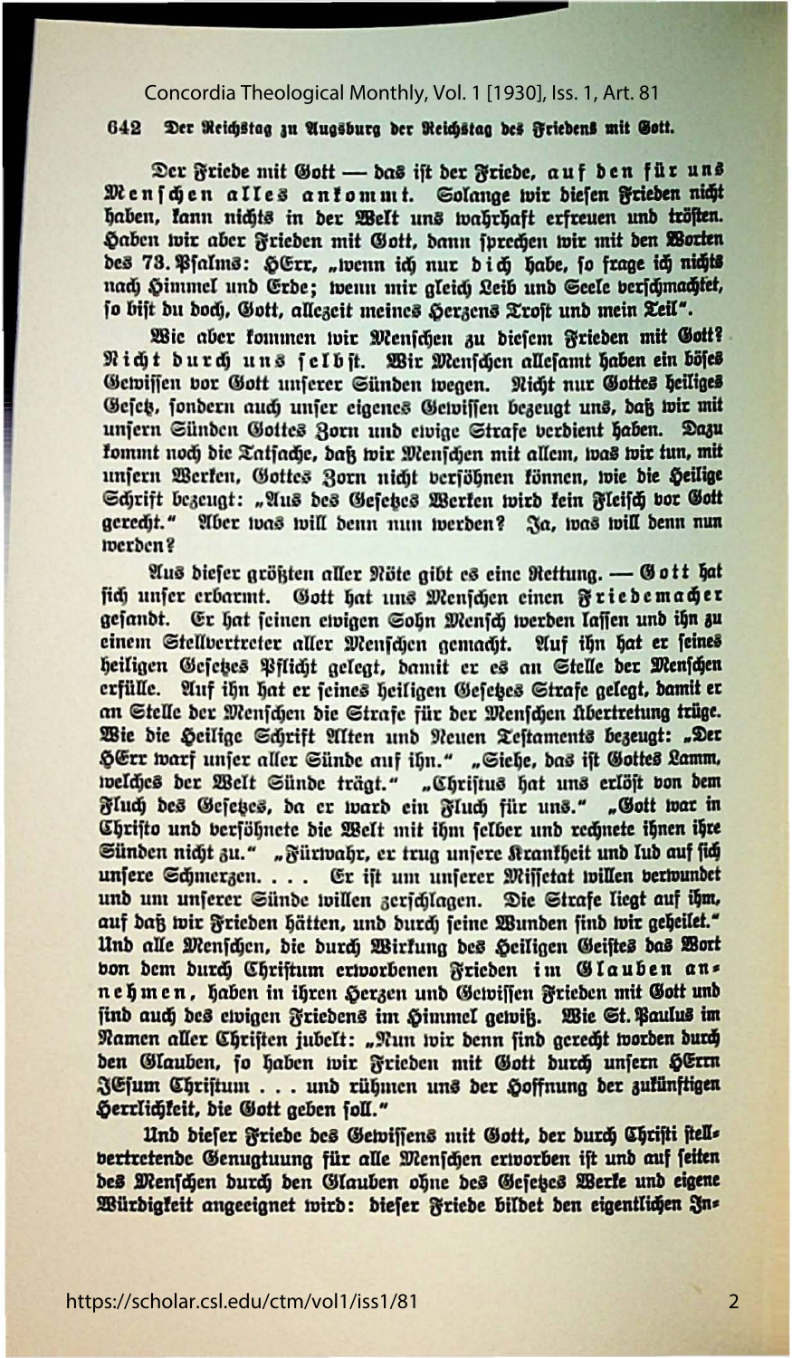Der Friede mit Gott — das ist der Friede, **auf den für uns Menschen alles ankommt.** Solange wir diesen Frieden nicht haben, kann nichts in der Welt uns wahrhaft erfreuen und trösten. Haben wir aber Frieden mit Gott, dann sprechen wir mit den Worten des 73. Psalms: HErr, „wenn ich nur **dich** habe, so frage ich nichts nach Himmel und Erde; wenn mir gleich Leib und Seele verschmachtet, so bist du doch, Gott, allezeit meines Herzens Trost und mein Teil".

Wie aber kommen wir Menschen zu diesem Frieden mit Gott? **Nicht durch uns selbst.** Wir Menschen allesamt haben ein böses Gewissen vor Gott unserer Sünden wegen. Nicht nur Gottes heiliges Gesetz, sondern auch unser eigenes Gewissen bezeugt uns, daß wir mit unsern Sünden Gottes Zorn und ewige Strafe verdient haben. Dazu kommt noch die Tatsache, daß wir Menschen mit allem, was wir tun, mit unsern Werken, Gottes Zorn nicht versöhnen können, wie die Heilige Schrift bezeugt: „Aus des Gesetzes Werken wird kein Fleisch vor Gott gerecht." Aber was will denn nun werden? Ja, was will denn nun werden?

Aus dieser größten aller Nöte gibt es eine Rettung. — **Gott** hat sich unser erbarmt. Gott hat uns Menschen einen **Friedemacher** gesandt. Er hat seinen ewigen Sohn Mensch werden lassen und ihn zu einem Stellvertreter aller Menschen gemacht. Auf ihn hat er seines heiligen Gesetzes Pflicht gelegt, damit er es an Stelle der Menschen erfülle. Auf ihn hat er seines heiligen Gesetzes Strafe gelegt, damit er an Stelle der Menschen die Strafe für der Menschen Übertretung trüge. Wie die Heilige Schrift Alten und Neuen Testaments bezeugt: „Der HErr warf unser aller Sünde auf ihn." „Siehe, das ist Gottes Lamm, welches der Welt Sünde trägt." „Christus hat uns erlöst von dem Fluch des Gesetzes, da er ward ein Fluch für uns." „Gott war in Christo und versöhnete die Welt mit ihm selber und rechnete ihnen ihre Sünden nicht zu." „Fürwahr, er trug unsere Krankheit und lud auf sich unsere Schmerzen. . . . Er ist um unserer Missetat willen verwundet und um unserer Sünde willen zerschlagen. Die Strafe liegt auf ihm, auf daß wir Frieden hätten, und durch seine Wunden sind wir geheilet." Und alle Menschen, die durch Wirkung des Heiligen Geistes das Wort von dem durch Christum erworbenen Frieden **im Glauben annehmen**, haben in ihren Herzen und Gewissen Frieden mit Gott und sind auch des ewigen Friedens im Himmel gewiß. Wie St. Paulus im Namen aller Christen jubelt: „Nun wir denn sind gerecht worden durch den Glauben, so haben wir Frieden mit Gott durch unsern HErrn JEsum Christum . . . und rühmen uns der Hoffnung der zukünftigen Herrlichkeit, die Gott geben soll."

Und dieser Friede des Gewissens mit Gott, der durch Christi stellvertretende Genugtuung für alle Menschen erworben ist und auf seiten des Menschen durch den Glauben ohne des Gesetzes Werke und eigene Würdigkeit angeeignet wird: dieser Friede bildet den eigentlichen In-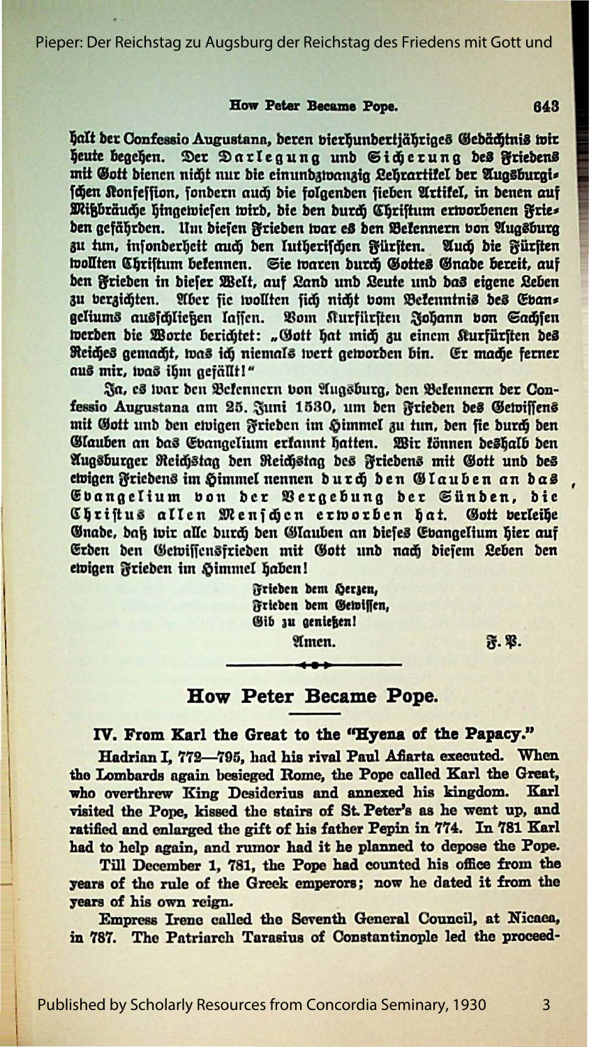halt der Confessio Augustana, deren vierhundertjähriges Gedächtnis wir heute begehen. Der **Darlegung und Sicherung** des Friedens mit Gott dienen nicht nur die einundzwanzig Lehrartikel der Augsburgischen Konfession, sondern auch die folgenden sieben Artikel, in denen auf Mißbräuche hingewiesen wird, die den durch Christum erworbenen Frieden gefährden. Um diesen Frieden war es den Bekennern von Augsburg zu tun, insonderheit auch den lutherischen Fürsten. Auch die Fürsten wollten Christum bekennen. Sie waren durch Gottes Gnade bereit, auf den Frieden in dieser Welt, auf Land und Leute und das eigene Leben zu verzichten. Aber sie wollten sich nicht vom Bekenntnis des Evangeliums ausschließen lassen. Vom Kurfürsten Johann von Sachsen werden die Worte berichtet: „Gott hat mich zu einem Kurfürsten des Reiches gemacht, was ich niemals wert geworden bin. Er mache ferner aus mir, was ihm gefällt!"

Ja, es war den Bekennern von Augsburg, den Bekennern der Confessio Augustana am 25. Juni 1530, um den Frieden des Gewissens mit Gott und den ewigen Frieden im Himmel zu tun, den sie durch den Glauben an das Evangelium erkannt hatten. Wir können deshalb den Augsburger Reichstag den Reichstag des Friedens mit Gott und des ewigen Friedens im Himmel nennen **durch den Glauben an das Evangelium von der Vergebung der Sünden, die Christus allen Menschen erworben hat.** Gott verleihe Gnade, daß wir alle durch den Glauben an dieses Evangelium hier auf Erden den Gewissensfrieden mit Gott und nach diesem Leben den ewigen Frieden im Himmel haben!

Frieden dem Herzen,
Frieden dem Gewissen,
Gib zu genießen!
Amen.

F. P.

# How Peter Became Pope.

## IV. From Karl the Great to the "Hyena of the Papacy."

Hadrian I, 772—795, had his rival Paul Afiarta executed. When the Lombards again besieged Rome, the Pope called Karl the Great, who overthrew King Desiderius and annexed his kingdom. Karl visited the Pope, kissed the stairs of St. Peter's as he went up, and ratified and enlarged the gift of his father Pepin in 774. In 781 Karl had to help again, and rumor had it he planned to depose the Pope.

Till December 1, 781, the Pope had counted his office from the years of the rule of the Greek emperors; now he dated it from the years of his own reign.

Empress Irene called the Seventh General Council, at Nicaea, in 787. The Patriarch Tarasius of Constantinople led the proceed-